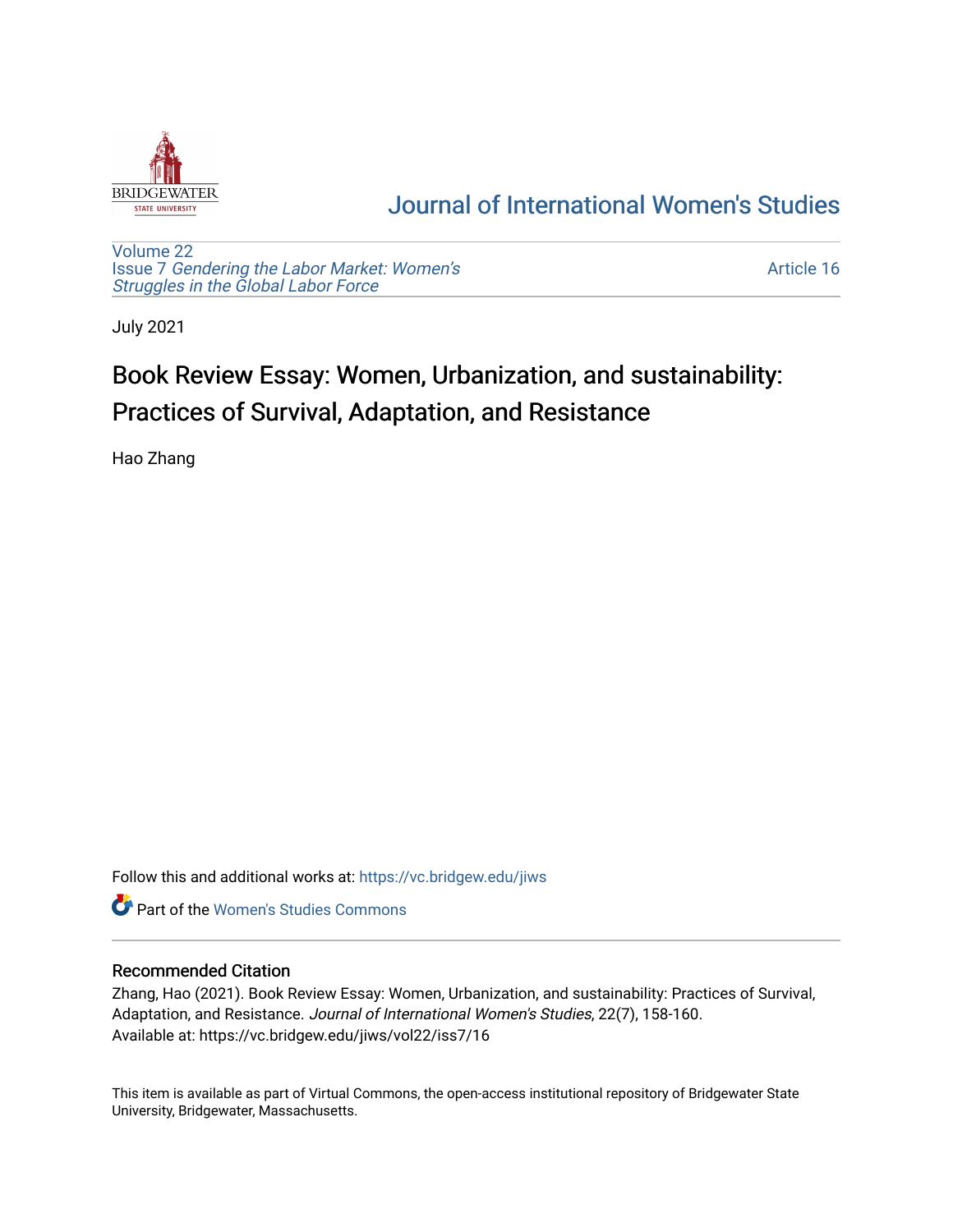# Journal of International Women's Studies

Volume 22
Issue 7 *Gendering the Labor Market: Women's Struggles in the Global Labor Force*

Article 16

July 2021

## Book Review Essay: Women, Urbanization, and sustainability: Practices of Survival, Adaptation, and Resistance

Hao Zhang

Follow this and additional works at: https://vc.bridgew.edu/jiws

Part of the Women's Studies Commons

### Recommended Citation

Zhang, Hao (2021). Book Review Essay: Women, Urbanization, and sustainability: Practices of Survival, Adaptation, and Resistance. *Journal of International Women's Studies*, 22(7), 158-160.
Available at: https://vc.bridgew.edu/jiws/vol22/iss7/16

This item is available as part of Virtual Commons, the open-access institutional repository of Bridgewater State University, Bridgewater, Massachusetts.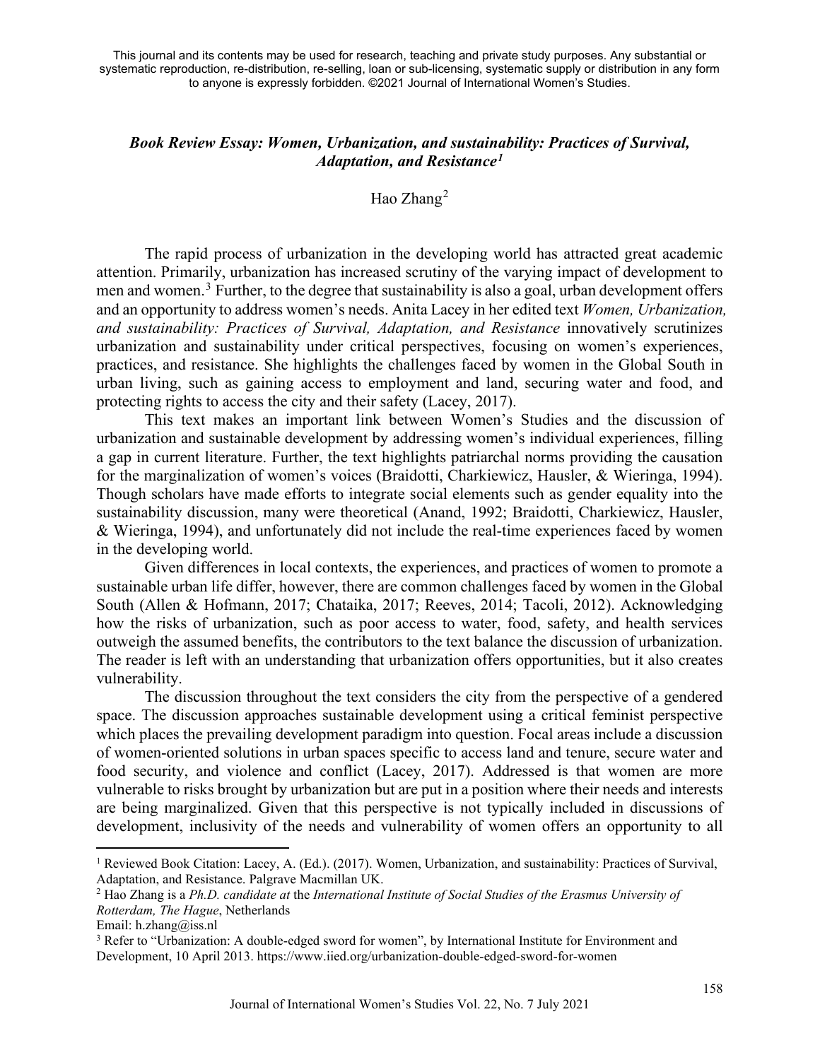This journal and its contents may be used for research, teaching and private study purposes. Any substantial or systematic reproduction, re-distribution, re-selling, loan or sub-licensing, systematic supply or distribution in any form to anyone is expressly forbidden. ©2021 Journal of International Women's Studies.

### *Book Review Essay: Women, Urbanization, and sustainability: Practices of Survival, Adaptation, and Resistance*[1]

Hao Zhang[2]

The rapid process of urbanization in the developing world has attracted great academic attention. Primarily, urbanization has increased scrutiny of the varying impact of development to men and women.[3] Further, to the degree that sustainability is also a goal, urban development offers and an opportunity to address women's needs. Anita Lacey in her edited text *Women, Urbanization, and sustainability: Practices of Survival, Adaptation, and Resistance* innovatively scrutinizes urbanization and sustainability under critical perspectives, focusing on women's experiences, practices, and resistance. She highlights the challenges faced by women in the Global South in urban living, such as gaining access to employment and land, securing water and food, and protecting rights to access the city and their safety (Lacey, 2017).

This text makes an important link between Women's Studies and the discussion of urbanization and sustainable development by addressing women's individual experiences, filling a gap in current literature. Further, the text highlights patriarchal norms providing the causation for the marginalization of women's voices (Braidotti, Charkiewicz, Hausler, & Wieringa, 1994). Though scholars have made efforts to integrate social elements such as gender equality into the sustainability discussion, many were theoretical (Anand, 1992; Braidotti, Charkiewicz, Hausler, & Wieringa, 1994), and unfortunately did not include the real-time experiences faced by women in the developing world.

Given differences in local contexts, the experiences, and practices of women to promote a sustainable urban life differ, however, there are common challenges faced by women in the Global South (Allen & Hofmann, 2017; Chataika, 2017; Reeves, 2014; Tacoli, 2012). Acknowledging how the risks of urbanization, such as poor access to water, food, safety, and health services outweigh the assumed benefits, the contributors to the text balance the discussion of urbanization. The reader is left with an understanding that urbanization offers opportunities, but it also creates vulnerability.

The discussion throughout the text considers the city from the perspective of a gendered space. The discussion approaches sustainable development using a critical feminist perspective which places the prevailing development paradigm into question. Focal areas include a discussion of women-oriented solutions in urban spaces specific to access land and tenure, secure water and food security, and violence and conflict (Lacey, 2017). Addressed is that women are more vulnerable to risks brought by urbanization but are put in a position where their needs and interests are being marginalized. Given that this perspective is not typically included in discussions of development, inclusivity of the needs and vulnerability of women offers an opportunity to all

---

[1] Reviewed Book Citation: Lacey, A. (Ed.). (2017). Women, Urbanization, and sustainability: Practices of Survival, Adaptation, and Resistance. Palgrave Macmillan UK.

[2] Hao Zhang is a *Ph.D. candidate at* the *International Institute of Social Studies of the Erasmus University of Rotterdam, The Hague*, Netherlands
Email: h.zhang@iss.nl

[3] Refer to "Urbanization: A double-edged sword for women", by International Institute for Environment and Development, 10 April 2013. https://www.iied.org/urbanization-double-edged-sword-for-women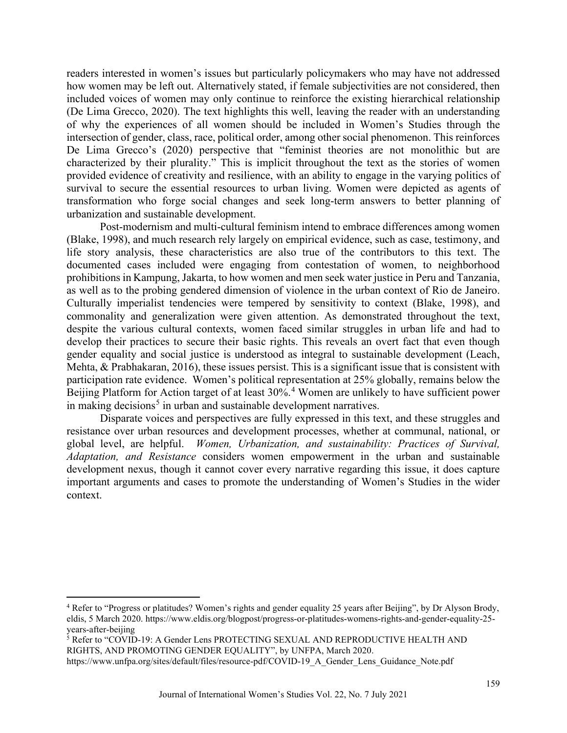readers interested in women's issues but particularly policymakers who may have not addressed how women may be left out. Alternatively stated, if female subjectivities are not considered, then included voices of women may only continue to reinforce the existing hierarchical relationship (De Lima Grecco, 2020). The text highlights this well, leaving the reader with an understanding of why the experiences of all women should be included in Women's Studies through the intersection of gender, class, race, political order, among other social phenomenon. This reinforces De Lima Grecco's (2020) perspective that "feminist theories are not monolithic but are characterized by their plurality." This is implicit throughout the text as the stories of women provided evidence of creativity and resilience, with an ability to engage in the varying politics of survival to secure the essential resources to urban living. Women were depicted as agents of transformation who forge social changes and seek long-term answers to better planning of urbanization and sustainable development.

Post-modernism and multi-cultural feminism intend to embrace differences among women (Blake, 1998), and much research rely largely on empirical evidence, such as case, testimony, and life story analysis, these characteristics are also true of the contributors to this text. The documented cases included were engaging from contestation of women, to neighborhood prohibitions in Kampung, Jakarta, to how women and men seek water justice in Peru and Tanzania, as well as to the probing gendered dimension of violence in the urban context of Rio de Janeiro. Culturally imperialist tendencies were tempered by sensitivity to context (Blake, 1998), and commonality and generalization were given attention. As demonstrated throughout the text, despite the various cultural contexts, women faced similar struggles in urban life and had to develop their practices to secure their basic rights. This reveals an overt fact that even though gender equality and social justice is understood as integral to sustainable development (Leach, Mehta, & Prabhakaran, 2016), these issues persist. This is a significant issue that is consistent with participation rate evidence. Women's political representation at 25% globally, remains below the Beijing Platform for Action target of at least 30%.[4] Women are unlikely to have sufficient power in making decisions[5] in urban and sustainable development narratives.

Disparate voices and perspectives are fully expressed in this text, and these struggles and resistance over urban resources and development processes, whether at communal, national, or global level, are helpful. *Women, Urbanization, and sustainability: Practices of Survival, Adaptation, and Resistance* considers women empowerment in the urban and sustainable development nexus, though it cannot cover every narrative regarding this issue, it does capture important arguments and cases to promote the understanding of Women's Studies in the wider context.

---

[4] Refer to "Progress or platitudes? Women's rights and gender equality 25 years after Beijing", by Dr Alyson Brody, eldis, 5 March 2020. https://www.eldis.org/blogpost/progress-or-platitudes-womens-rights-and-gender-equality-25-years-after-beijing

[5] Refer to "COVID-19: A Gender Lens PROTECTING SEXUAL AND REPRODUCTIVE HEALTH AND RIGHTS, AND PROMOTING GENDER EQUALITY", by UNFPA, March 2020. https://www.unfpa.org/sites/default/files/resource-pdf/COVID-19_A_Gender_Lens_Guidance_Note.pdf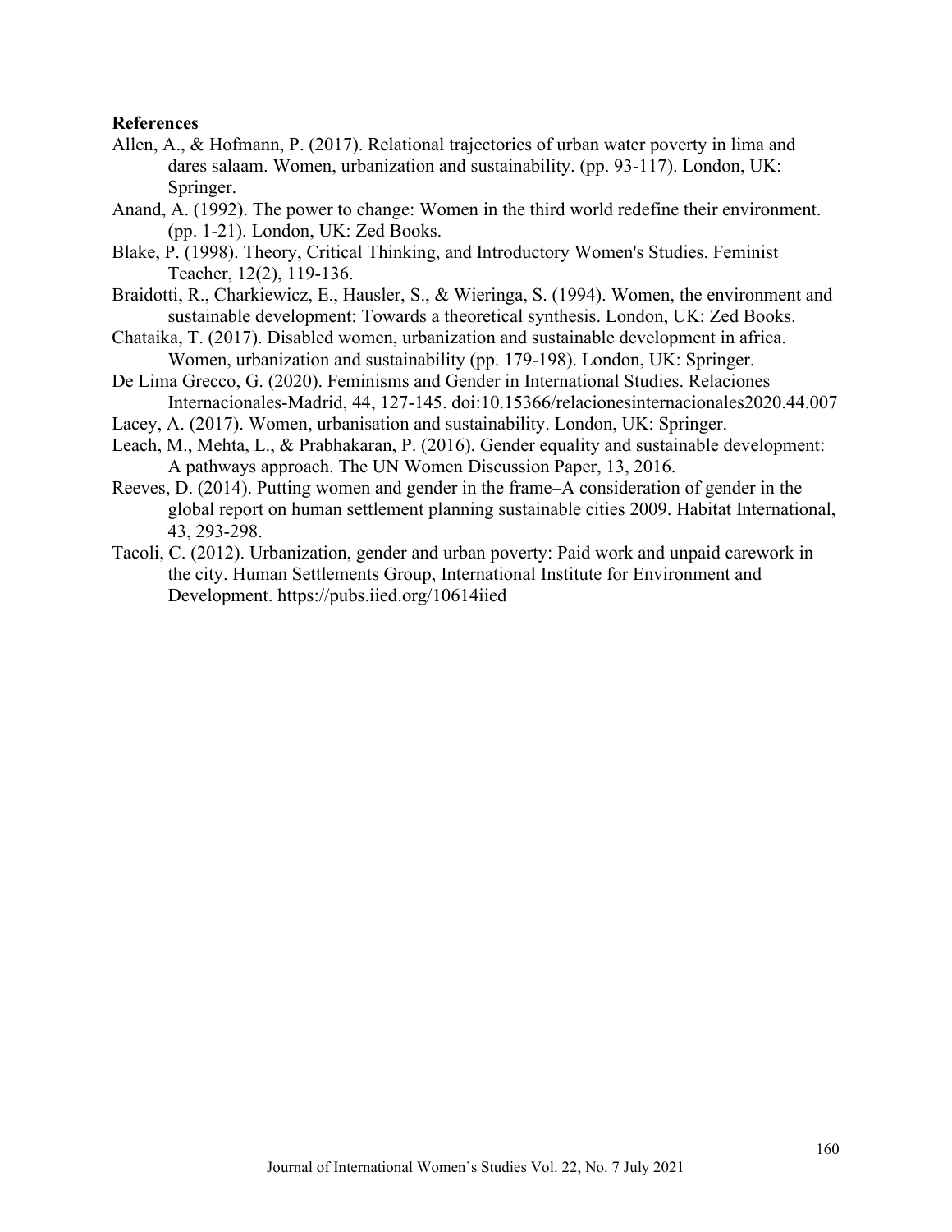**References**

Allen, A., & Hofmann, P. (2017). Relational trajectories of urban water poverty in lima and dares salaam. Women, urbanization and sustainability. (pp. 93-117). London, UK: Springer.

Anand, A. (1992). The power to change: Women in the third world redefine their environment. (pp. 1-21). London, UK: Zed Books.

Blake, P. (1998). Theory, Critical Thinking, and Introductory Women's Studies. Feminist Teacher, 12(2), 119-136.

Braidotti, R., Charkiewicz, E., Hausler, S., & Wieringa, S. (1994). Women, the environment and sustainable development: Towards a theoretical synthesis. London, UK: Zed Books.

Chataika, T. (2017). Disabled women, urbanization and sustainable development in africa. Women, urbanization and sustainability (pp. 179-198). London, UK: Springer.

De Lima Grecco, G. (2020). Feminisms and Gender in International Studies. Relaciones Internacionales-Madrid, 44, 127-145. doi:10.15366/relacionesinternacionales2020.44.007

Lacey, A. (2017). Women, urbanisation and sustainability. London, UK: Springer.

Leach, M., Mehta, L., & Prabhakaran, P. (2016). Gender equality and sustainable development: A pathways approach. The UN Women Discussion Paper, 13, 2016.

Reeves, D. (2014). Putting women and gender in the frame–A consideration of gender in the global report on human settlement planning sustainable cities 2009. Habitat International, 43, 293-298.

Tacoli, C. (2012). Urbanization, gender and urban poverty: Paid work and unpaid carework in the city. Human Settlements Group, International Institute for Environment and Development. https://pubs.iied.org/10614iied